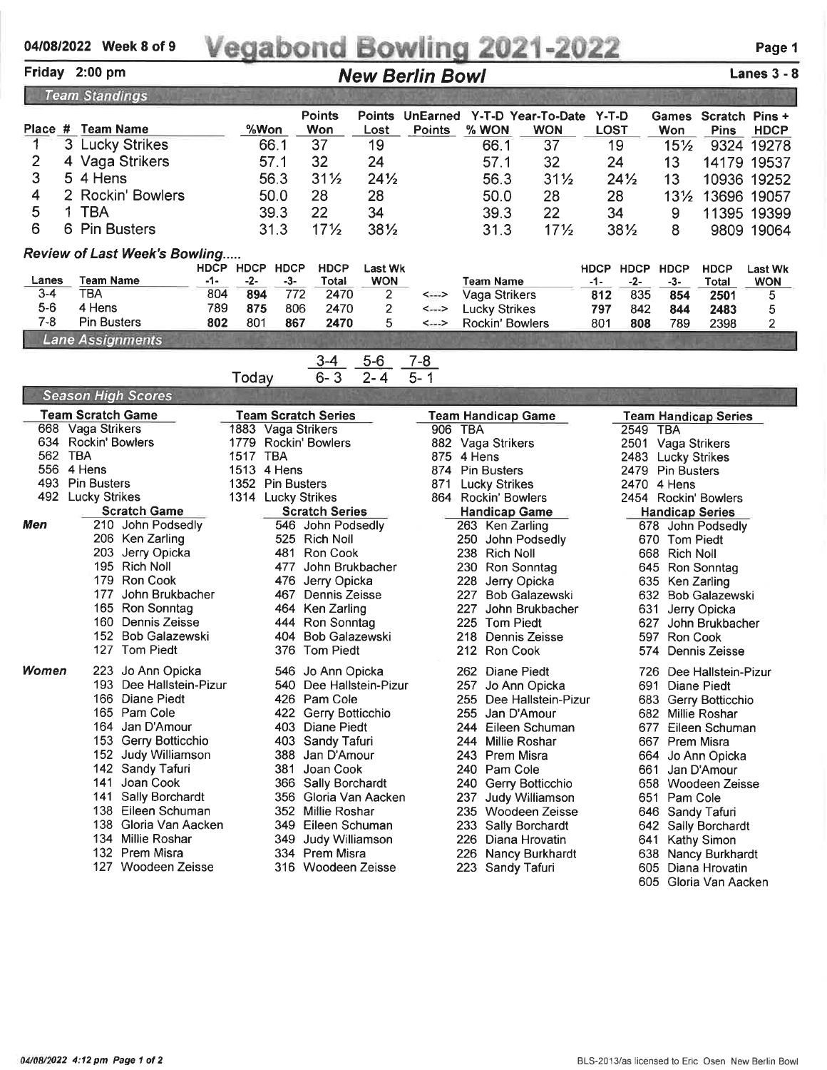# Vegabond Bowling 2021-2022

04/08/2022 Week 8 of 9

Friday 2:00 pm — **New Berlin Bowl** — Lanes 3 - 8

## Team Standings

| Place | # | Team Name | %Won | Points Won | Points Lost | UnEarned Points | Y-T-D % WON | Year-To-Date WON | Y-T-D LOST | Games Won | Scratch Pins | Pins + HDCP |
|---|---|---|---|---|---|---|---|---|---|---|---|---|
| 1 | 3 | Lucky Strikes | 66.1 | 37 | 19 | | 66.1 | 37 | 19 | 15½ | 9324 | 19278 |
| 2 | 4 | Vaga Strikers | 57.1 | 32 | 24 | | 57.1 | 32 | 24 | 13 | 14179 | 19537 |
| 3 | 5 | 4 Hens | 56.3 | 31½ | 24½ | | 56.3 | 31½ | 24½ | 13 | 10936 | 19252 |
| 4 | 2 | Rockin' Bowlers | 50.0 | 28 | 28 | | 50.0 | 28 | 28 | 13½ | 13696 | 19057 |
| 5 | 1 | TBA | 39.3 | 22 | 34 | | 39.3 | 22 | 34 | 9 | 11395 | 19399 |
| 6 | 6 | Pin Busters | 31.3 | 17½ | 38½ | | 31.3 | 17½ | 38½ | 8 | 9809 | 19064 |

## Review of Last Week's Bowling.....

| Lanes | Team Name | HDCP -1- | HDCP -2- | HDCP -3- | HDCP Total | Last Wk WON | | Team Name | HDCP -1- | HDCP -2- | HDCP -3- | HDCP Total | Last Wk WON |
|---|---|---|---|---|---|---|---|---|---|---|---|---|---|
| 3-4 | TBA | 804 | **894** | 772 | 2470 | 2 | <---> | Vaga Strikers | **812** | 835 | **854** | **2501** | 5 |
| 5-6 | 4 Hens | 789 | **875** | 806 | 2470 | 2 | <---> | Lucky Strikes | **797** | 842 | **844** | **2483** | 5 |
| 7-8 | Pin Busters | **802** | 801 | **867** | **2470** | 5 | <---> | Rockin' Bowlers | 801 | **808** | 789 | 2398 | 2 |

## Lane Assignments

| | 3-4 | 5-6 | 7-8 |
|---|---|---|---|
| Today | 6- 3 | 2- 4 | 5- 1 |

## Season High Scores

| Team Scratch Game | Team Scratch Series | Team Handicap Game | Team Handicap Series |
|---|---|---|---|
| 668 Vaga Strikers | 1883 Vaga Strikers | 906 TBA | 2549 TBA |
| 634 Rockin' Bowlers | 1779 Rockin' Bowlers | 882 Vaga Strikers | 2501 Vaga Strikers |
| 562 TBA | 1517 TBA | 875 4 Hens | 2483 Lucky Strikes |
| 556 4 Hens | 1513 4 Hens | 874 Pin Busters | 2479 Pin Busters |
| 493 Pin Busters | 1352 Pin Busters | 871 Lucky Strikes | 2470 4 Hens |
| 492 Lucky Strikes | 1314 Lucky Strikes | 864 Rockin' Bowlers | 2454 Rockin' Bowlers |

### Men

| Scratch Game | Scratch Series | Handicap Game | Handicap Series |
|---|---|---|---|
| 210 John Podsedly | 546 John Podsedly | 263 Ken Zarling | 678 John Podsedly |
| 206 Ken Zarling | 525 Rich Noll | 250 John Podsedly | 670 Tom Piedt |
| 203 Jerry Opicka | 481 Ron Cook | 238 Rich Noll | 668 Rich Noll |
| 195 Rich Noll | 477 John Brukbacher | 230 Ron Sonntag | 645 Ron Sonntag |
| 179 Ron Cook | 476 Jerry Opicka | 228 Jerry Opicka | 635 Ken Zarling |
| 177 John Brukbacher | 467 Dennis Zeisse | 227 Bob Galazewski | 632 Bob Galazewski |
| 165 Ron Sonntag | 464 Ken Zarling | 227 John Brukbacher | 631 Jerry Opicka |
| 160 Dennis Zeisse | 444 Ron Sonntag | 225 Tom Piedt | 627 John Brukbacher |
| 152 Bob Galazewski | 404 Bob Galazewski | 218 Dennis Zeisse | 597 Ron Cook |
| 127 Tom Piedt | 376 Tom Piedt | 212 Ron Cook | 574 Dennis Zeisse |

### Women

| Scratch Game | Scratch Series | Handicap Game | Handicap Series |
|---|---|---|---|
| 223 Jo Ann Opicka | 546 Jo Ann Opicka | 262 Diane Piedt | 726 Dee Hallstein-Pizur |
| 193 Dee Hallstein-Pizur | 540 Dee Hallstein-Pizur | 257 Jo Ann Opicka | 691 Diane Piedt |
| 166 Diane Piedt | 426 Pam Cole | 255 Dee Hallstein-Pizur | 683 Gerry Botticchio |
| 165 Pam Cole | 422 Gerry Botticchio | 255 Jan D'Amour | 682 Millie Roshar |
| 164 Jan D'Amour | 403 Diane Piedt | 244 Eileen Schuman | 677 Eileen Schuman |
| 153 Gerry Botticchio | 403 Sandy Tafuri | 244 Millie Roshar | 667 Prem Misra |
| 152 Judy Williamson | 388 Jan D'Amour | 243 Prem Misra | 664 Jo Ann Opicka |
| 142 Sandy Tafuri | 381 Joan Cook | 240 Pam Cole | 661 Jan D'Amour |
| 141 Joan Cook | 366 Sally Borchardt | 240 Gerry Botticchio | 658 Woodeen Zeisse |
| 141 Sally Borchardt | 356 Gloria Van Aacken | 237 Judy Williamson | 651 Pam Cole |
| 138 Eileen Schuman | 352 Millie Roshar | 235 Woodeen Zeisse | 646 Sandy Tafuri |
| 138 Gloria Van Aacken | 349 Eileen Schuman | 233 Sally Borchardt | 642 Sally Borchardt |
| 134 Millie Roshar | 349 Judy Williamson | 226 Diana Hrovatin | 641 Kathy Simon |
| 132 Prem Misra | 334 Prem Misra | 226 Nancy Burkhardt | 638 Nancy Burkhardt |
| 127 Woodeen Zeisse | 316 Woodeen Zeisse | 223 Sandy Tafuri | 605 Diana Hrovatin |
| | | | 605 Gloria Van Aacken |

04/08/2022 4:12 pm

BLS-2013/as licensed to Eric Osen New Berlin Bowl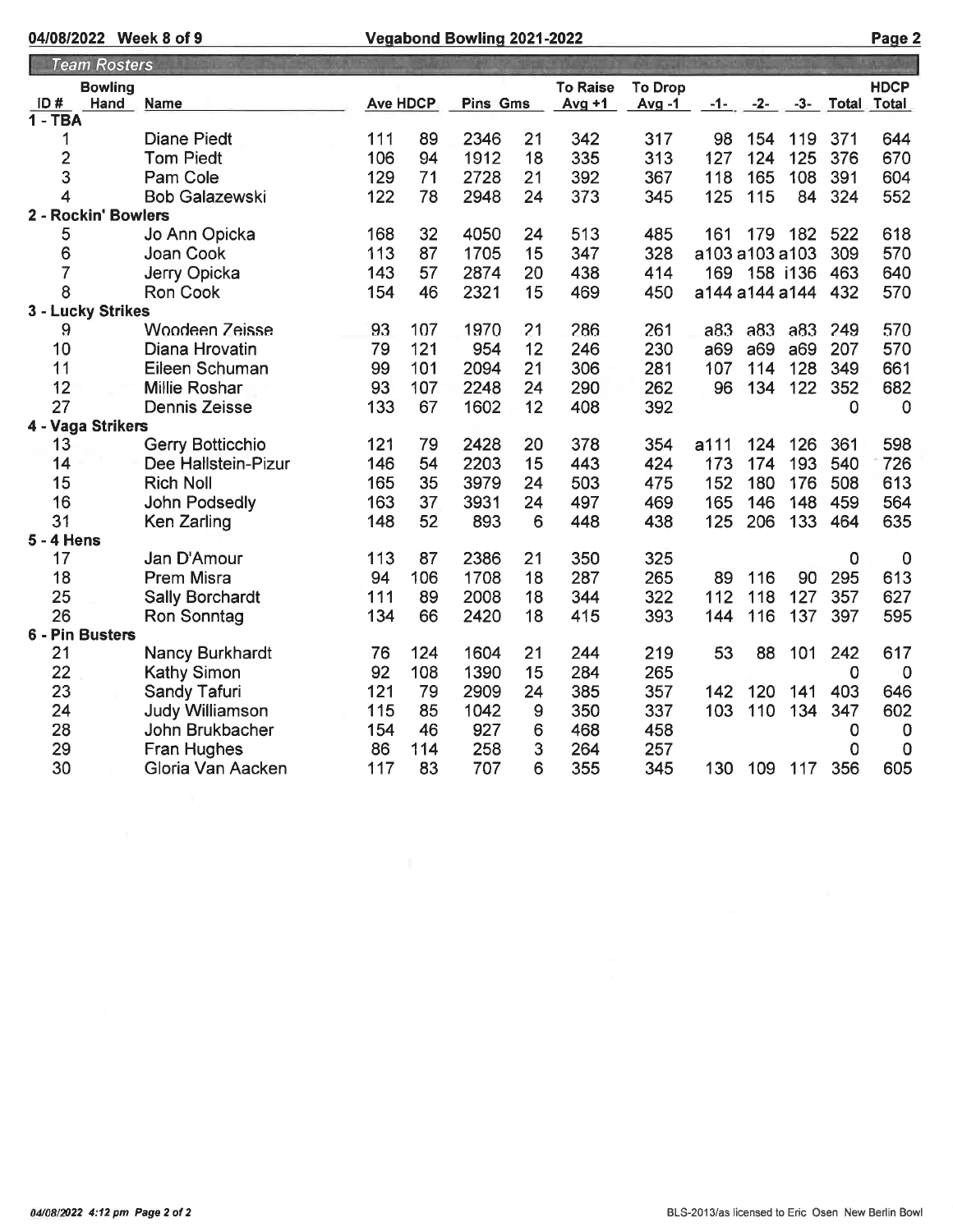## Team Rosters

| ID # | Bowling Hand | Name | Ave | HDCP | Pins | Gms | To Raise Avg +1 | To Drop Avg -1 | -1- | -2- | -3- | Total | HDCP Total |
|---|---|---|---|---|---|---|---|---|---|---|---|---|---|
| **1 - TBA** | | | | | | | | | | | | | |
| 1 | | Diane Piedt | 111 | 89 | 2346 | 21 | 342 | 317 | 98 | 154 | 119 | 371 | 644 |
| 2 | | Tom Piedt | 106 | 94 | 1912 | 18 | 335 | 313 | 127 | 124 | 125 | 376 | 670 |
| 3 | | Pam Cole | 129 | 71 | 2728 | 21 | 392 | 367 | 118 | 165 | 108 | 391 | 604 |
| 4 | | Bob Galazewski | 122 | 78 | 2948 | 24 | 373 | 345 | 125 | 115 | 84 | 324 | 552 |
| **2 - Rockin' Bowlers** | | | | | | | | | | | | | |
| 5 | | Jo Ann Opicka | 168 | 32 | 4050 | 24 | 513 | 485 | 161 | 179 | 182 | 522 | 618 |
| 6 | | Joan Cook | 113 | 87 | 1705 | 15 | 347 | 328 | a103 | a103 | a103 | 309 | 570 |
| 7 | | Jerry Opicka | 143 | 57 | 2874 | 20 | 438 | 414 | 169 | 158 | i136 | 463 | 640 |
| 8 | | Ron Cook | 154 | 46 | 2321 | 15 | 469 | 450 | a144 | a144 | a144 | 432 | 570 |
| **3 - Lucky Strikes** | | | | | | | | | | | | | |
| 9 | | Woodeen Zeisse | 93 | 107 | 1970 | 21 | 286 | 261 | a83 | a83 | a83 | 249 | 570 |
| 10 | | Diana Hrovatin | 79 | 121 | 954 | 12 | 246 | 230 | a69 | a69 | a69 | 207 | 570 |
| 11 | | Eileen Schuman | 99 | 101 | 2094 | 21 | 306 | 281 | 107 | 114 | 128 | 349 | 661 |
| 12 | | Millie Roshar | 93 | 107 | 2248 | 24 | 290 | 262 | 96 | 134 | 122 | 352 | 682 |
| 27 | | Dennis Zeisse | 133 | 67 | 1602 | 12 | 408 | 392 | | | | 0 | 0 |
| **4 - Vaga Strikers** | | | | | | | | | | | | | |
| 13 | | Gerry Botticchio | 121 | 79 | 2428 | 20 | 378 | 354 | a111 | 124 | 126 | 361 | 598 |
| 14 | | Dee Hallstein-Pizur | 146 | 54 | 2203 | 15 | 443 | 424 | 173 | 174 | 193 | 540 | 726 |
| 15 | | Rich Noll | 165 | 35 | 3979 | 24 | 503 | 475 | 152 | 180 | 176 | 508 | 613 |
| 16 | | John Podsedly | 163 | 37 | 3931 | 24 | 497 | 469 | 165 | 146 | 148 | 459 | 564 |
| 31 | | Ken Zarling | 148 | 52 | 893 | 6 | 448 | 438 | 125 | 206 | 133 | 464 | 635 |
| **5 - 4 Hens** | | | | | | | | | | | | | |
| 17 | | Jan D'Amour | 113 | 87 | 2386 | 21 | 350 | 325 | | | | 0 | 0 |
| 18 | | Prem Misra | 94 | 106 | 1708 | 18 | 287 | 265 | 89 | 116 | 90 | 295 | 613 |
| 25 | | Sally Borchardt | 111 | 89 | 2008 | 18 | 344 | 322 | 112 | 118 | 127 | 357 | 627 |
| 26 | | Ron Sonntag | 134 | 66 | 2420 | 18 | 415 | 393 | 144 | 116 | 137 | 397 | 595 |
| **6 - Pin Busters** | | | | | | | | | | | | | |
| 21 | | Nancy Burkhardt | 76 | 124 | 1604 | 21 | 244 | 219 | 53 | 88 | 101 | 242 | 617 |
| 22 | | Kathy Simon | 92 | 108 | 1390 | 15 | 284 | 265 | | | | 0 | 0 |
| 23 | | Sandy Tafuri | 121 | 79 | 2909 | 24 | 385 | 357 | 142 | 120 | 141 | 403 | 646 |
| 24 | | Judy Williamson | 115 | 85 | 1042 | 9 | 350 | 337 | 103 | 110 | 134 | 347 | 602 |
| 28 | | John Brukbacher | 154 | 46 | 927 | 6 | 468 | 458 | | | | 0 | 0 |
| 29 | | Fran Hughes | 86 | 114 | 258 | 3 | 264 | 257 | | | | 0 | 0 |
| 30 | | Gloria Van Aacken | 117 | 83 | 707 | 6 | 355 | 345 | 130 | 109 | 117 | 356 | 605 |